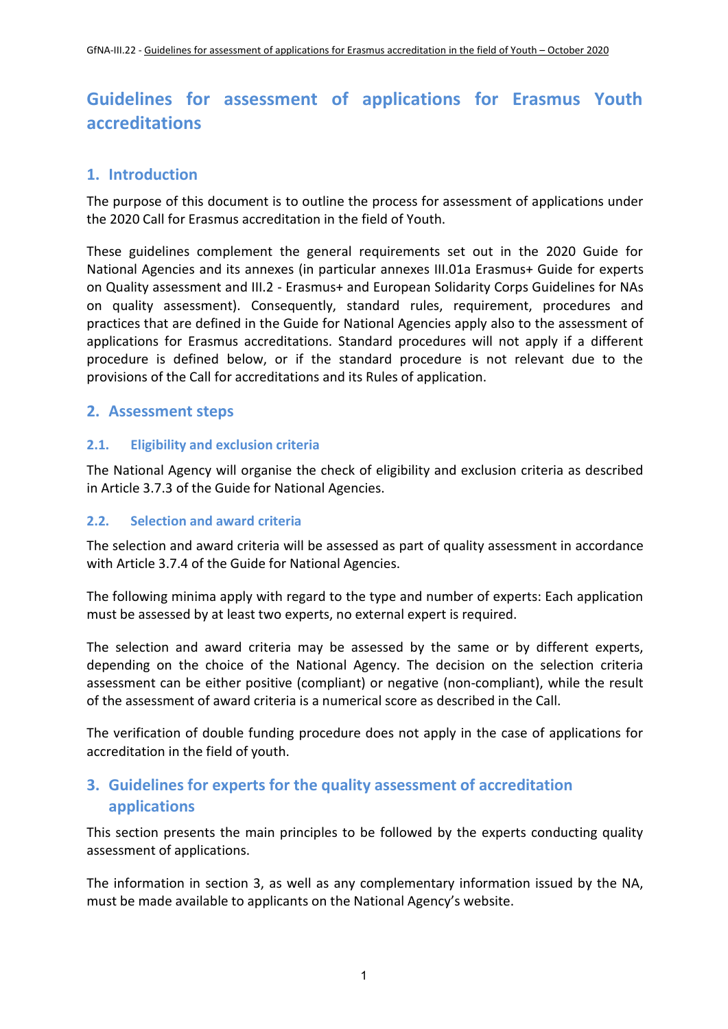# Guidelines for assessment of applications for Erasmus Youth accreditations

## 1. Introduction

The purpose of this document is to outline the process for assessment of applications under the 2020 Call for Erasmus accreditation in the field of Youth.

These guidelines complement the general requirements set out in the 2020 Guide for National Agencies and its annexes (in particular annexes III.01a Erasmus+ Guide for experts on Quality assessment and III.2 - Erasmus+ and European Solidarity Corps Guidelines for NAs on quality assessment). Consequently, standard rules, requirement, procedures and practices that are defined in the Guide for National Agencies apply also to the assessment of applications for Erasmus accreditations. Standard procedures will not apply if a different procedure is defined below, or if the standard procedure is not relevant due to the provisions of the Call for accreditations and its Rules of application.

## 2. Assessment steps

### 2.1. Eligibility and exclusion criteria

The National Agency will organise the check of eligibility and exclusion criteria as described in Article 3.7.3 of the Guide for National Agencies.

### 2.2. Selection and award criteria

The selection and award criteria will be assessed as part of quality assessment in accordance with Article 3.7.4 of the Guide for National Agencies.

The following minima apply with regard to the type and number of experts: Each application must be assessed by at least two experts, no external expert is required.

The selection and award criteria may be assessed by the same or by different experts, depending on the choice of the National Agency. The decision on the selection criteria assessment can be either positive (compliant) or negative (non-compliant), while the result of the assessment of award criteria is a numerical score as described in the Call.

The verification of double funding procedure does not apply in the case of applications for accreditation in the field of youth.

## 3. Guidelines for experts for the quality assessment of accreditation applications

This section presents the main principles to be followed by the experts conducting quality assessment of applications.

The information in section 3, as well as any complementary information issued by the NA, must be made available to applicants on the National Agency's website.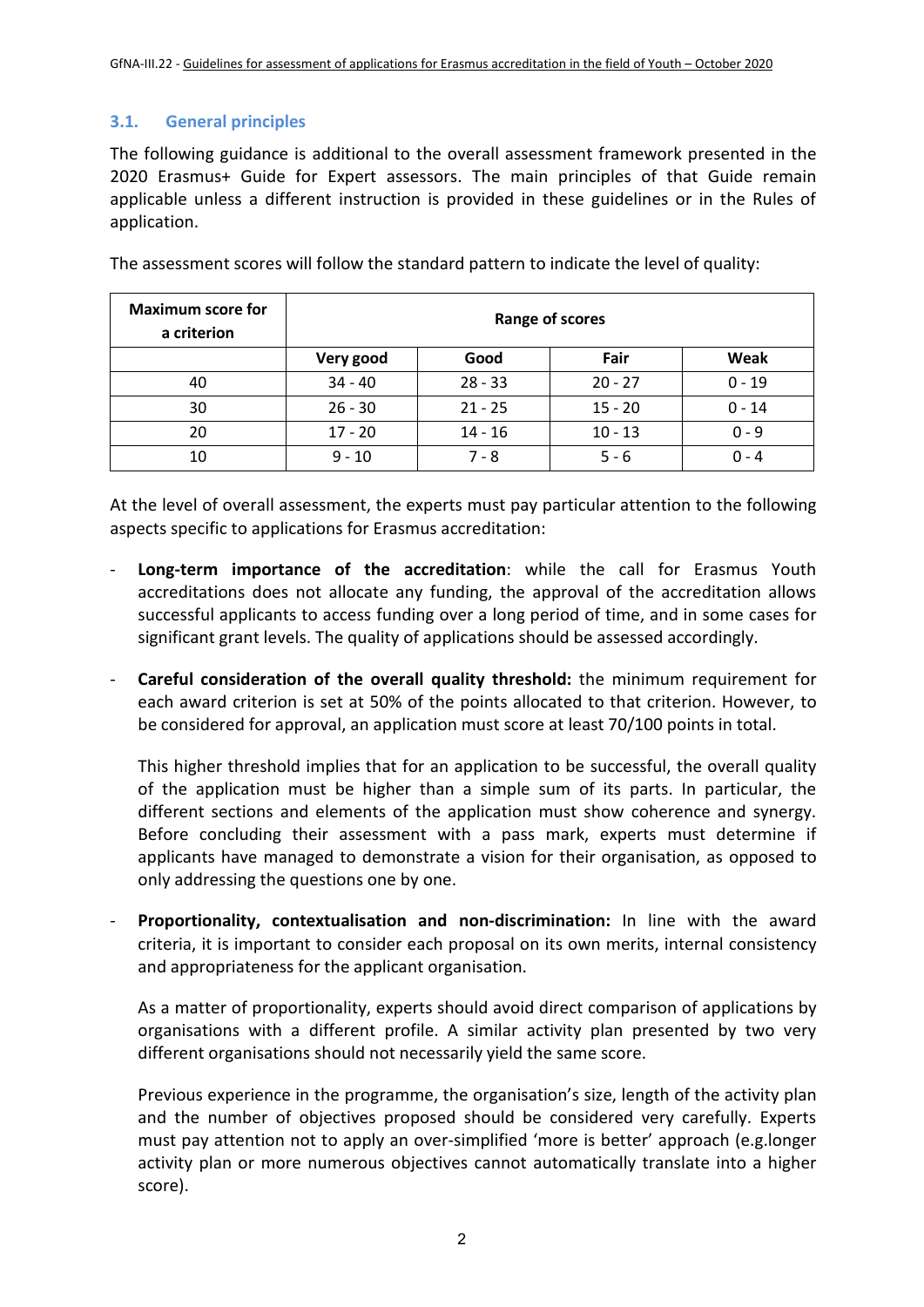### 3.1. General principles

The following guidance is additional to the overall assessment framework presented in the 2020 Erasmus+ Guide for Expert assessors. The main principles of that Guide remain applicable unless a different instruction is provided in these guidelines or in the Rules of application.

The assessment scores will follow the standard pattern to indicate the level of quality:

| Maximum score for a criterion | Range of scores | | | |
|---|---|---|---|---|
| | Very good | Good | Fair | Weak |
| 40 | 34 - 40 | 28 - 33 | 20 - 27 | 0 - 19 |
| 30 | 26 - 30 | 21 - 25 | 15 - 20 | 0 - 14 |
| 20 | 17 - 20 | 14 - 16 | 10 - 13 | 0 - 9 |
| 10 | 9 - 10 | 7 - 8 | 5 - 6 | 0 - 4 |

At the level of overall assessment, the experts must pay particular attention to the following aspects specific to applications for Erasmus accreditation:

- **Long-term importance of the accreditation**: while the call for Erasmus Youth accreditations does not allocate any funding, the approval of the accreditation allows successful applicants to access funding over a long period of time, and in some cases for significant grant levels. The quality of applications should be assessed accordingly.

- **Careful consideration of the overall quality threshold:** the minimum requirement for each award criterion is set at 50% of the points allocated to that criterion. However, to be considered for approval, an application must score at least 70/100 points in total.

  This higher threshold implies that for an application to be successful, the overall quality of the application must be higher than a simple sum of its parts. In particular, the different sections and elements of the application must show coherence and synergy. Before concluding their assessment with a pass mark, experts must determine if applicants have managed to demonstrate a vision for their organisation, as opposed to only addressing the questions one by one.

- **Proportionality, contextualisation and non-discrimination:** In line with the award criteria, it is important to consider each proposal on its own merits, internal consistency and appropriateness for the applicant organisation.

  As a matter of proportionality, experts should avoid direct comparison of applications by organisations with a different profile. A similar activity plan presented by two very different organisations should not necessarily yield the same score.

  Previous experience in the programme, the organisation's size, length of the activity plan and the number of objectives proposed should be considered very carefully. Experts must pay attention not to apply an over-simplified 'more is better' approach (e.g.longer activity plan or more numerous objectives cannot automatically translate into a higher score).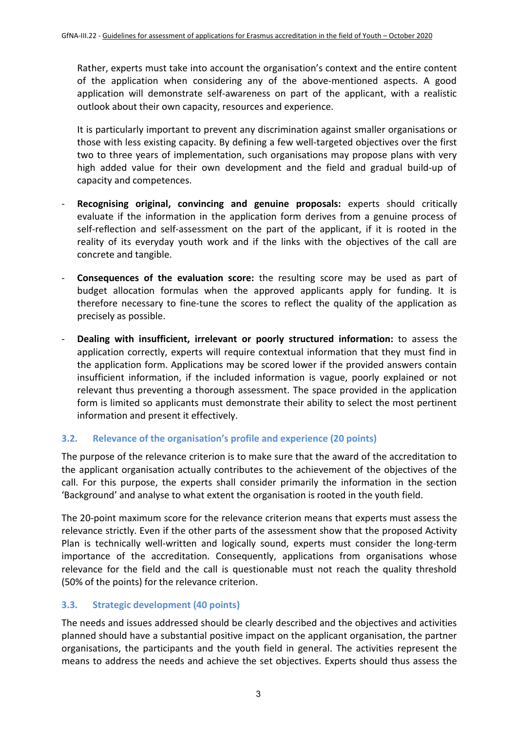Rather, experts must take into account the organisation's context and the entire content of the application when considering any of the above-mentioned aspects. A good application will demonstrate self-awareness on part of the applicant, with a realistic outlook about their own capacity, resources and experience.

It is particularly important to prevent any discrimination against smaller organisations or those with less existing capacity. By defining a few well-targeted objectives over the first two to three years of implementation, such organisations may propose plans with very high added value for their own development and the field and gradual build-up of capacity and competences.

- **Recognising original, convincing and genuine proposals:** experts should critically evaluate if the information in the application form derives from a genuine process of self-reflection and self-assessment on the part of the applicant, if it is rooted in the reality of its everyday youth work and if the links with the objectives of the call are concrete and tangible.
- **Consequences of the evaluation score:** the resulting score may be used as part of budget allocation formulas when the approved applicants apply for funding. It is therefore necessary to fine-tune the scores to reflect the quality of the application as precisely as possible.
- **Dealing with insufficient, irrelevant or poorly structured information:** to assess the application correctly, experts will require contextual information that they must find in the application form. Applications may be scored lower if the provided answers contain insufficient information, if the included information is vague, poorly explained or not relevant thus preventing a thorough assessment. The space provided in the application form is limited so applicants must demonstrate their ability to select the most pertinent information and present it effectively.

### 3.2. Relevance of the organisation's profile and experience (20 points)

The purpose of the relevance criterion is to make sure that the award of the accreditation to the applicant organisation actually contributes to the achievement of the objectives of the call. For this purpose, the experts shall consider primarily the information in the section 'Background' and analyse to what extent the organisation is rooted in the youth field.

The 20-point maximum score for the relevance criterion means that experts must assess the relevance strictly. Even if the other parts of the assessment show that the proposed Activity Plan is technically well-written and logically sound, experts must consider the long-term importance of the accreditation. Consequently, applications from organisations whose relevance for the field and the call is questionable must not reach the quality threshold (50% of the points) for the relevance criterion.

### 3.3. Strategic development (40 points)

The needs and issues addressed should be clearly described and the objectives and activities planned should have a substantial positive impact on the applicant organisation, the partner organisations, the participants and the youth field in general. The activities represent the means to address the needs and achieve the set objectives. Experts should thus assess the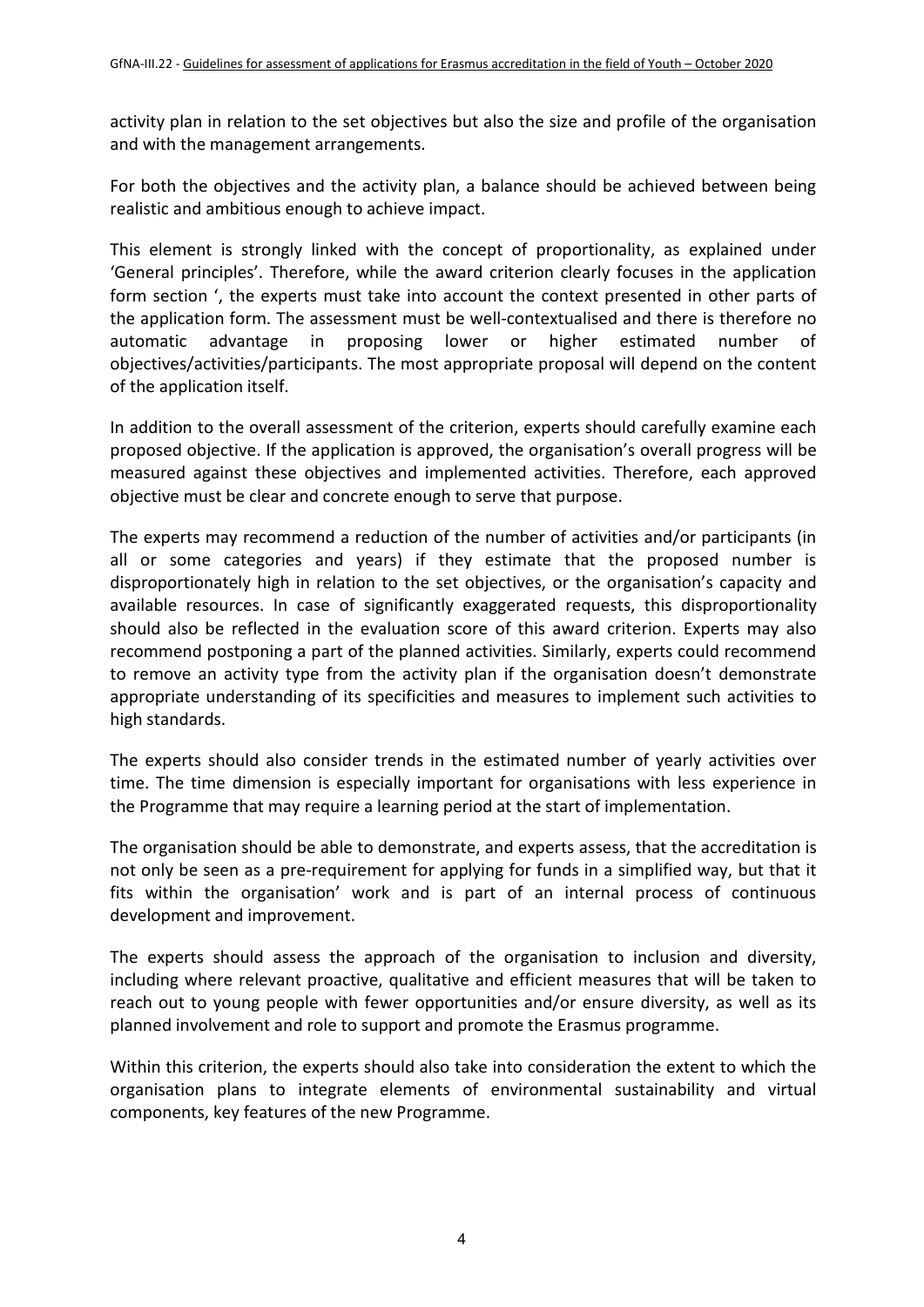activity plan in relation to the set objectives but also the size and profile of the organisation and with the management arrangements.

For both the objectives and the activity plan, a balance should be achieved between being realistic and ambitious enough to achieve impact.

This element is strongly linked with the concept of proportionality, as explained under 'General principles'. Therefore, while the award criterion clearly focuses in the application form section ', the experts must take into account the context presented in other parts of the application form. The assessment must be well-contextualised and there is therefore no automatic advantage in proposing lower or higher estimated number of objectives/activities/participants. The most appropriate proposal will depend on the content of the application itself.

In addition to the overall assessment of the criterion, experts should carefully examine each proposed objective. If the application is approved, the organisation's overall progress will be measured against these objectives and implemented activities. Therefore, each approved objective must be clear and concrete enough to serve that purpose.

The experts may recommend a reduction of the number of activities and/or participants (in all or some categories and years) if they estimate that the proposed number is disproportionately high in relation to the set objectives, or the organisation's capacity and available resources. In case of significantly exaggerated requests, this disproportionality should also be reflected in the evaluation score of this award criterion. Experts may also recommend postponing a part of the planned activities. Similarly, experts could recommend to remove an activity type from the activity plan if the organisation doesn't demonstrate appropriate understanding of its specificities and measures to implement such activities to high standards.

The experts should also consider trends in the estimated number of yearly activities over time. The time dimension is especially important for organisations with less experience in the Programme that may require a learning period at the start of implementation.

The organisation should be able to demonstrate, and experts assess, that the accreditation is not only be seen as a pre-requirement for applying for funds in a simplified way, but that it fits within the organisation' work and is part of an internal process of continuous development and improvement.

The experts should assess the approach of the organisation to inclusion and diversity, including where relevant proactive, qualitative and efficient measures that will be taken to reach out to young people with fewer opportunities and/or ensure diversity, as well as its planned involvement and role to support and promote the Erasmus programme.

Within this criterion, the experts should also take into consideration the extent to which the organisation plans to integrate elements of environmental sustainability and virtual components, key features of the new Programme.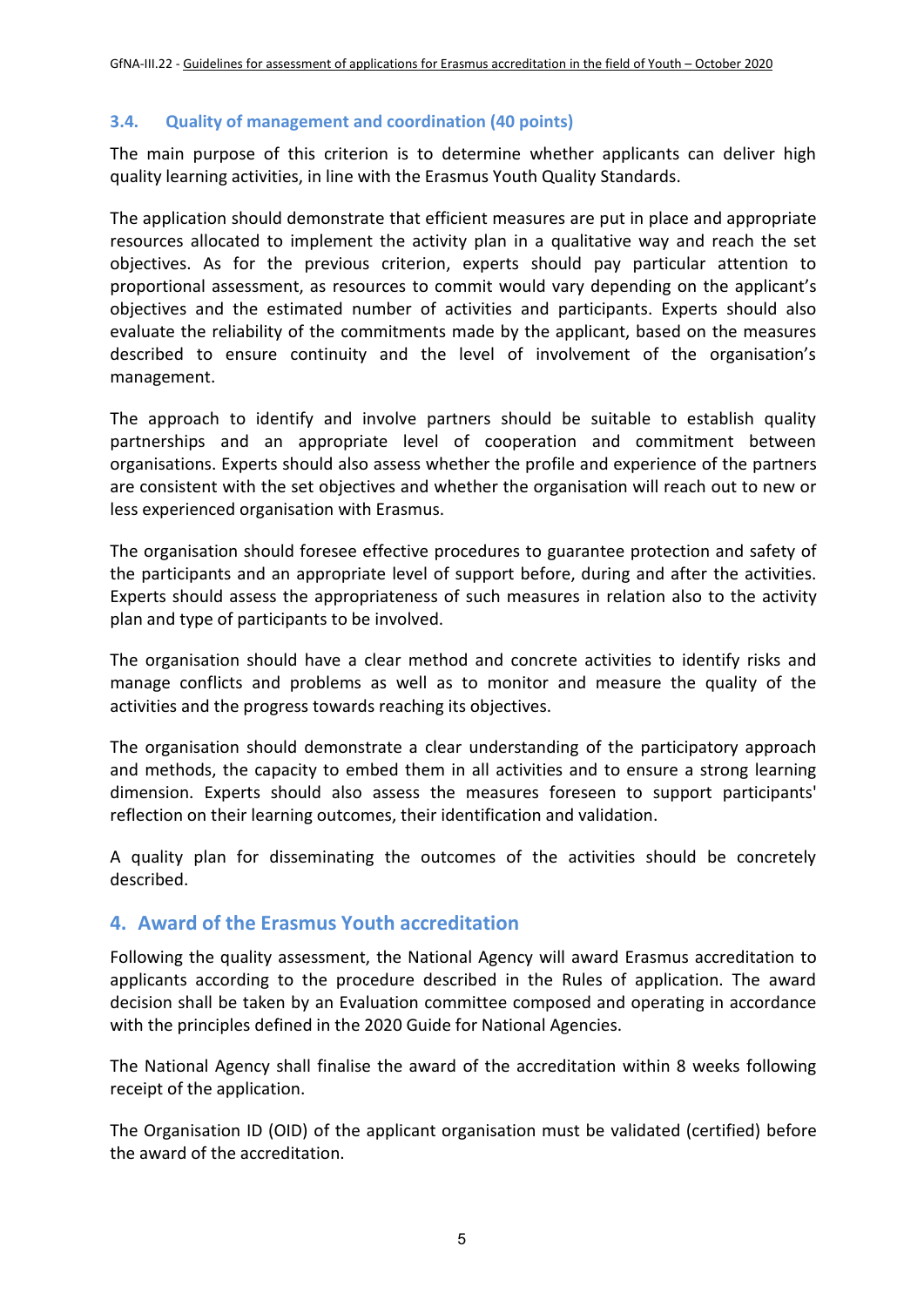### 3.4. Quality of management and coordination (40 points)

The main purpose of this criterion is to determine whether applicants can deliver high quality learning activities, in line with the Erasmus Youth Quality Standards.

The application should demonstrate that efficient measures are put in place and appropriate resources allocated to implement the activity plan in a qualitative way and reach the set objectives. As for the previous criterion, experts should pay particular attention to proportional assessment, as resources to commit would vary depending on the applicant's objectives and the estimated number of activities and participants. Experts should also evaluate the reliability of the commitments made by the applicant, based on the measures described to ensure continuity and the level of involvement of the organisation's management.

The approach to identify and involve partners should be suitable to establish quality partnerships and an appropriate level of cooperation and commitment between organisations. Experts should also assess whether the profile and experience of the partners are consistent with the set objectives and whether the organisation will reach out to new or less experienced organisation with Erasmus.

The organisation should foresee effective procedures to guarantee protection and safety of the participants and an appropriate level of support before, during and after the activities. Experts should assess the appropriateness of such measures in relation also to the activity plan and type of participants to be involved.

The organisation should have a clear method and concrete activities to identify risks and manage conflicts and problems as well as to monitor and measure the quality of the activities and the progress towards reaching its objectives.

The organisation should demonstrate a clear understanding of the participatory approach and methods, the capacity to embed them in all activities and to ensure a strong learning dimension. Experts should also assess the measures foreseen to support participants' reflection on their learning outcomes, their identification and validation.

A quality plan for disseminating the outcomes of the activities should be concretely described.

## 4. Award of the Erasmus Youth accreditation

Following the quality assessment, the National Agency will award Erasmus accreditation to applicants according to the procedure described in the Rules of application. The award decision shall be taken by an Evaluation committee composed and operating in accordance with the principles defined in the 2020 Guide for National Agencies.

The National Agency shall finalise the award of the accreditation within 8 weeks following receipt of the application.

The Organisation ID (OID) of the applicant organisation must be validated (certified) before the award of the accreditation.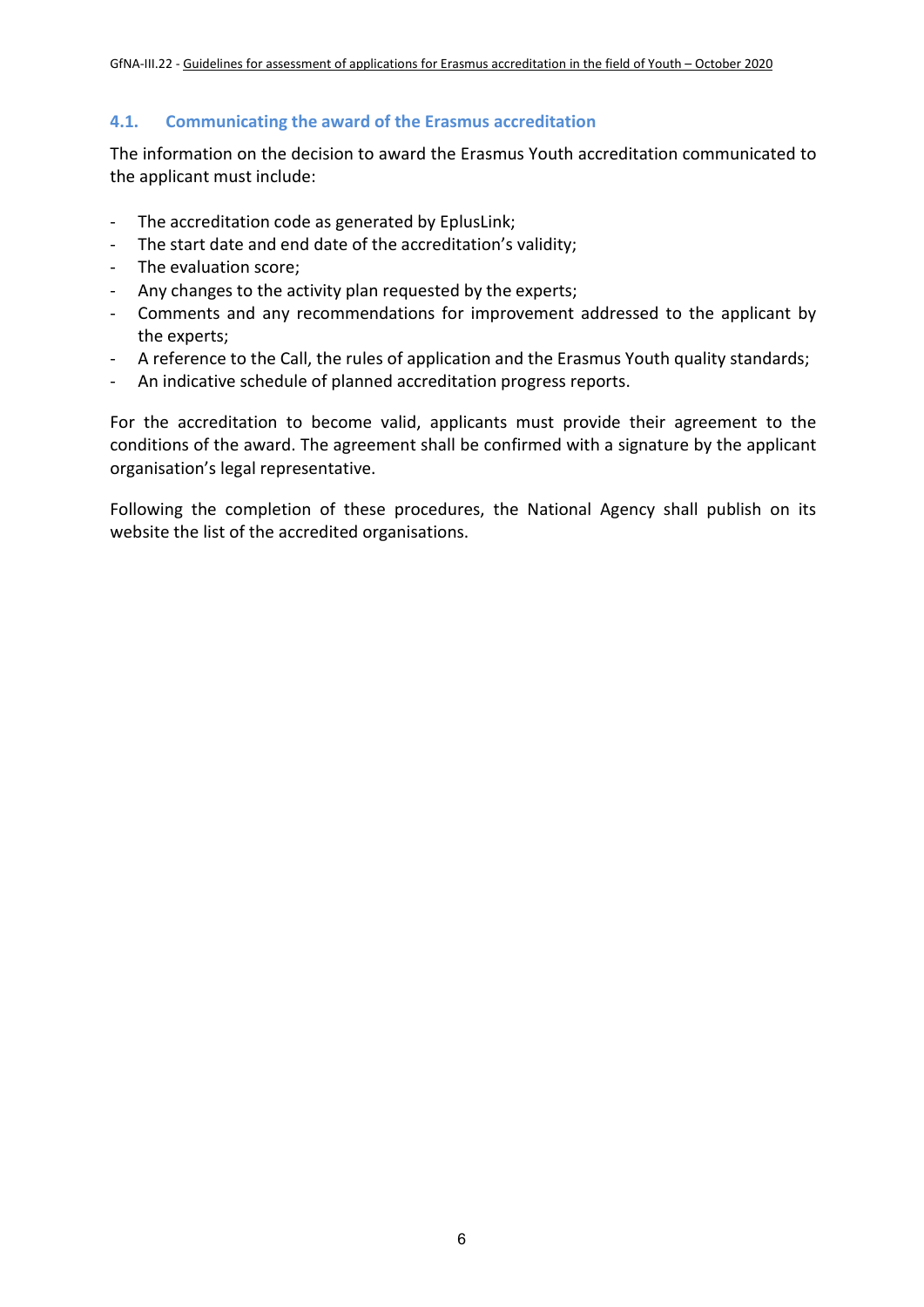### 4.1. Communicating the award of the Erasmus accreditation

The information on the decision to award the Erasmus Youth accreditation communicated to the applicant must include:

- The accreditation code as generated by EplusLink;
- The start date and end date of the accreditation's validity;
- The evaluation score;
- Any changes to the activity plan requested by the experts;
- Comments and any recommendations for improvement addressed to the applicant by the experts;
- A reference to the Call, the rules of application and the Erasmus Youth quality standards;
- An indicative schedule of planned accreditation progress reports.

For the accreditation to become valid, applicants must provide their agreement to the conditions of the award. The agreement shall be confirmed with a signature by the applicant organisation's legal representative.

Following the completion of these procedures, the National Agency shall publish on its website the list of the accredited organisations.